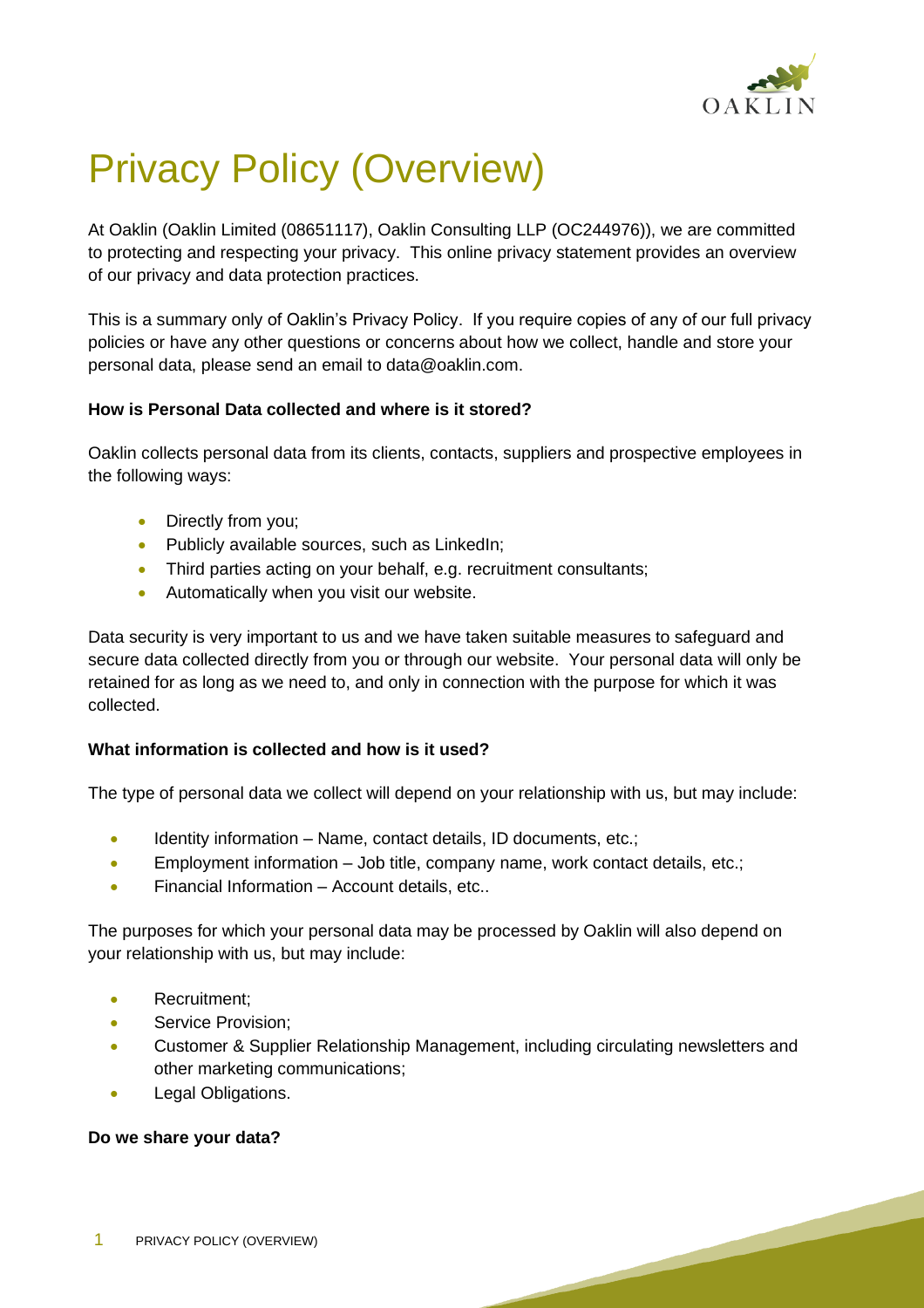# Privacy Policy (Overview)

At Oaklin (Oaklin Limited (08651117), Oaklin Consulting LLP (OC244976)), we are committed to protecting and respecting your privacy. This online privacy statement provides an overview of our privacy and data protection practices.

This is a summary only of Oaklin's Privacy Policy. If you require copies of any of our full privacy policies or have any other questions or concerns about how we collect, handle and store your personal data, please send an email to data@oaklin.com.

**How is Personal Data collected and where is it stored?**

Oaklin collects personal data from its clients, contacts, suppliers and prospective employees in the following ways:

- Directly from you;
- Publicly available sources, such as LinkedIn;
- Third parties acting on your behalf, e.g. recruitment consultants;
- Automatically when you visit our website.

Data security is very important to us and we have taken suitable measures to safeguard and secure data collected directly from you or through our website. Your personal data will only be retained for as long as we need to, and only in connection with the purpose for which it was collected.

**What information is collected and how is it used?**

The type of personal data we collect will depend on your relationship with us, but may include:

- Identity information – Name, contact details, ID documents, etc.;
- Employment information – Job title, company name, work contact details, etc.;
- Financial Information – Account details, etc..

The purposes for which your personal data may be processed by Oaklin will also depend on your relationship with us, but may include:

- Recruitment;
- Service Provision;
- Customer & Supplier Relationship Management, including circulating newsletters and other marketing communications;
- Legal Obligations.

**Do we share your data?**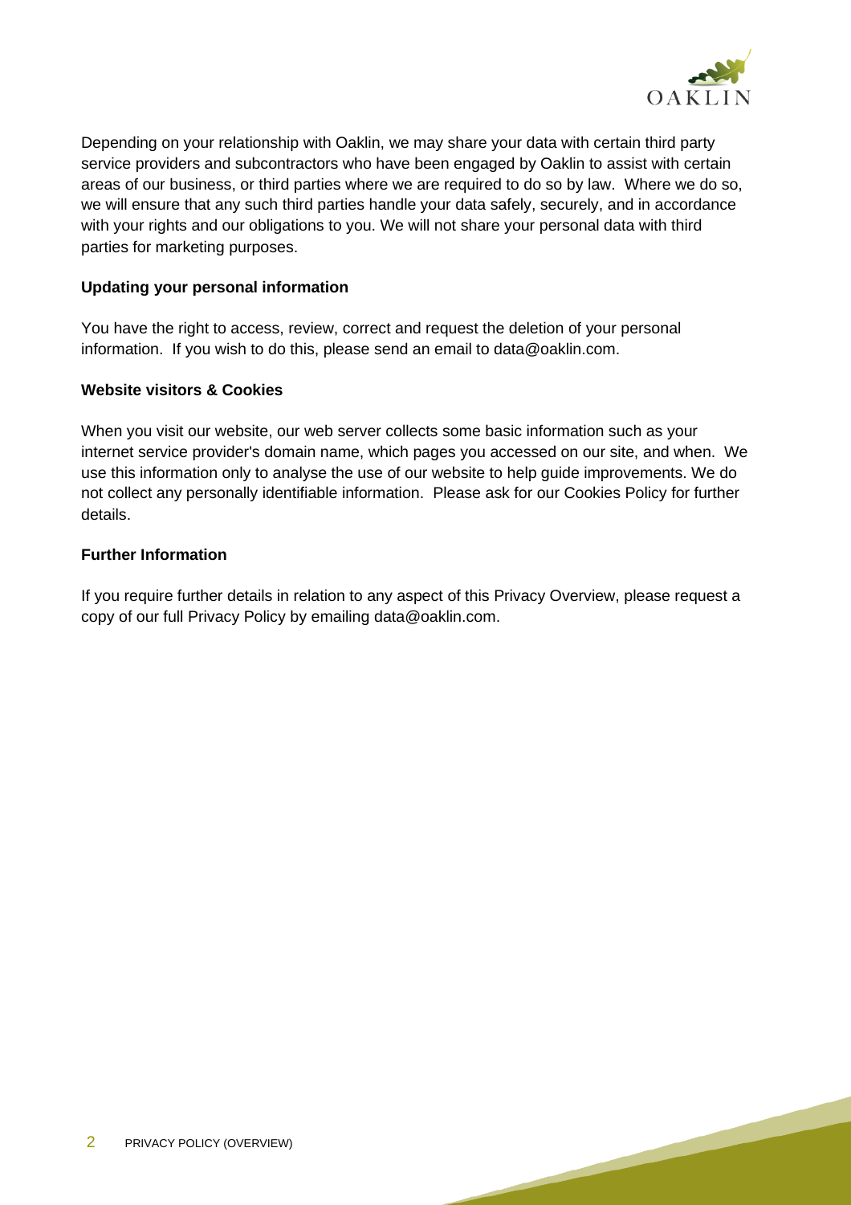Depending on your relationship with Oaklin, we may share your data with certain third party service providers and subcontractors who have been engaged by Oaklin to assist with certain areas of our business, or third parties where we are required to do so by law. Where we do so, we will ensure that any such third parties handle your data safely, securely, and in accordance with your rights and our obligations to you. We will not share your personal data with third parties for marketing purposes.

**Updating your personal information**

You have the right to access, review, correct and request the deletion of your personal information. If you wish to do this, please send an email to data@oaklin.com.

**Website visitors & Cookies**

When you visit our website, our web server collects some basic information such as your internet service provider's domain name, which pages you accessed on our site, and when. We use this information only to analyse the use of our website to help guide improvements. We do not collect any personally identifiable information. Please ask for our Cookies Policy for further details.

**Further Information**

If you require further details in relation to any aspect of this Privacy Overview, please request a copy of our full Privacy Policy by emailing data@oaklin.com.